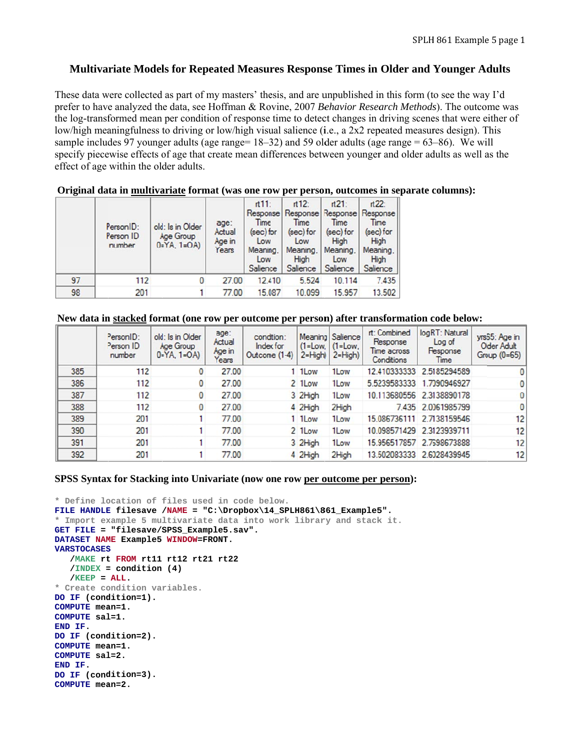# Multivariate Models for Repeated Measures Response Times in Older and Younger Adults

These data were collected as part of my masters' thesis, and are unpublished in this form (to see the way I'd prefer to have analyzed the data, see Hoffman & Rovine, 2007 *Behavior Research Methods*). The outcome was the log-transformed mean per condition of response time to detect changes in driving scenes that were either of low/high meaningfulness to driving or low/high visual salience (**i**.e., a 2x2 repeated measures design). This sample includes 97 younger adults (age range= 18–32) and 59 older adults (age range = 63–86). We will specify piecewise effects of age that create mean differences between younger and older adults as well as the effect of age within the older adults.

**Original data in multivariate format (was one row per person, outcomes in separate columns):**

| | PersonID: Person ID number | old: Is in Older Age Group 0=YA, 1=OA) | age: Actual Age in Years | rt11: Response Time (sec) for Low Meaning, Low Salience | rt12: Response Time (sec) for Low Meaning, High Salience | rt21: Response Time (sec) for High Meaning, Low Salience | rt22: Response Time (sec) for High Meaning, High Salience |
|---|---|---|---|---|---|---|---|
| 97 | 112 | 0 | 27.00 | 12.410 | 5.524 | 10.114 | 7.435 |
| 98 | 201 | 1 | 77.00 | 15.087 | 10.099 | 15.957 | 13.502 |

**New data in stacked format (one row per outcome per person) after transformation code below:**

| | PersonID: Person ID number | old: Is in Older Age Group 0=YA, 1=OA) | age: Actual Age in Years | condtion: Index for Outcome (1-4) | Meaning (1=Low, 2=High) | Salience (1=Low, 2=High) | rt: Combined Response Time across Conditions | logRT: Natural Log of Response Time | yrs65: Age in Older Adult Group (0=65) |
|---|---|---|---|---|---|---|---|---|---|
| 385 | 112 | 0 | 27.00 | 1 | 1Low | 1Low | 12.410333333 | 2.5185294589 | 0 |
| 386 | 112 | 0 | 27.00 | 2 | 1Low | 1Low | 5.5239583333 | 1.7090946927 | 0 |
| 387 | 112 | 0 | 27.00 | 3 | 2High | 1Low | 10.113680556 | 2.3138890178 | 0 |
| 388 | 112 | 0 | 27.00 | 4 | 2High | 2High | 7.435 | 2.0061985799 | 0 |
| 389 | 201 | 1 | 77.00 | 1 | 1Low | 1Low | 15.086736111 | 2.7138159546 | 12 |
| 390 | 201 | 1 | 77.00 | 2 | 1Low | 1Low | 10.098571429 | 2.3123939711 | 12 |
| 391 | 201 | 1 | 77.00 | 3 | 2High | 1Low | 15.956517857 | 2.7698673888 | 12 |
| 392 | 201 | 1 | 77.00 | 4 | 2High | 2High | 13.502083333 | 2.6028439945 | 12 |

**SPSS Syntax for Stacking into Univariate (now one row per outcome per person):**

```
* Define location of files used in code below.
FILE HANDLE filesave /NAME = "C:\Dropbox\14_SPLH861\861_Example5".
* Import example 5 multivariate data into work library and stack it.
GET FILE = "filesave/SPSS_Example5.sav".
DATASET NAME Example5 WINDOW=FRONT.
VARSTOCASES
   /MAKE rt FROM rt11 rt12 rt21 rt22
   /INDEX = condition (4)
   /KEEP = ALL.
* Create condition variables.
DO IF (condition=1).
COMPUTE mean=1.
COMPUTE sal=1.
END IF.
DO IF (condition=2).
COMPUTE mean=1.
COMPUTE sal=2.
END IF.
DO IF (condition=3).
COMPUTE mean=2.
```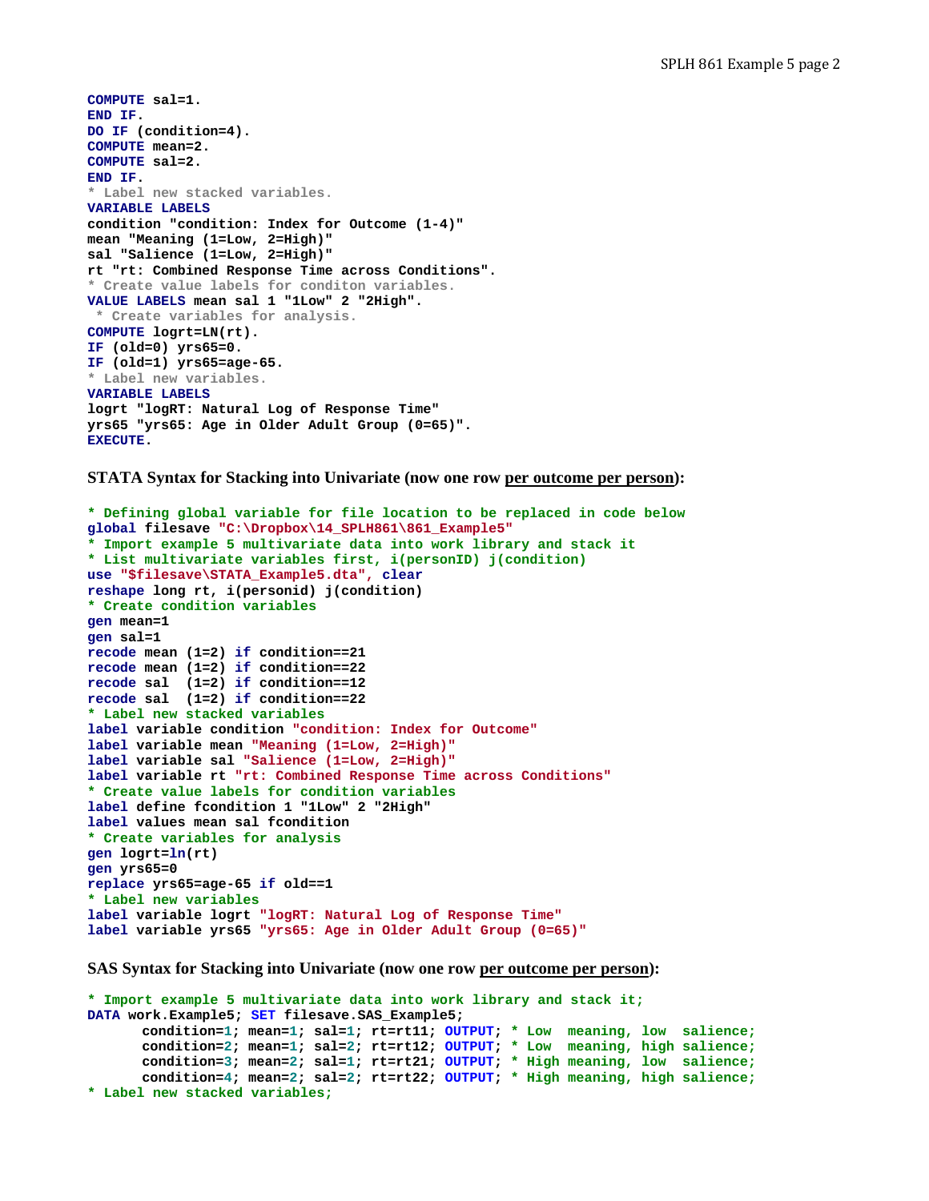```
COMPUTE sal=1.
END IF.
DO IF (condition=4).
COMPUTE mean=2.
COMPUTE sal=2.
END IF.
* Label new stacked variables.
VARIABLE LABELS
condition "condition: Index for Outcome (1-4)"
mean "Meaning (1=Low, 2=High)"
sal "Salience (1=Low, 2=High)"
rt "rt: Combined Response Time across Conditions".
* Create value labels for conditon variables.
VALUE LABELS mean sal 1 "1Low" 2 "2High".
 * Create variables for analysis.
COMPUTE logrt=LN(rt).
IF (old=0) yrs65=0.
IF (old=1) yrs65=age-65.
* Label new variables.
VARIABLE LABELS
logrt "logRT: Natural Log of Response Time"
yrs65 "yrs65: Age in Older Adult Group (0=65)".
EXECUTE.
```

**STATA Syntax for Stacking into Univariate (now one row per outcome per person):**

```
* Defining global variable for file location to be replaced in code below
global filesave "C:\Dropbox\14_SPLH861\861_Example5"
* Import example 5 multivariate data into work library and stack it
* List multivariate variables first, i(personID) j(condition)
use "$filesave\STATA_Example5.dta", clear
reshape long rt, i(personid) j(condition)
* Create condition variables
gen mean=1
gen sal=1
recode mean (1=2) if condition==21
recode mean (1=2) if condition==22
recode sal  (1=2) if condition==12
recode sal  (1=2) if condition==22
* Label new stacked variables
label variable condition "condition: Index for Outcome"
label variable mean "Meaning (1=Low, 2=High)"
label variable sal "Salience (1=Low, 2=High)"
label variable rt "rt: Combined Response Time across Conditions"
* Create value labels for condition variables
label define fcondition 1 "1Low" 2 "2High"
label values mean sal fcondition
* Create variables for analysis
gen logrt=ln(rt)
gen yrs65=0
replace yrs65=age-65 if old==1
* Label new variables
label variable logrt "logRT: Natural Log of Response Time"
label variable yrs65 "yrs65: Age in Older Adult Group (0=65)"
```

**SAS Syntax for Stacking into Univariate (now one row per outcome per person):**

```
* Import example 5 multivariate data into work library and stack it;
DATA work.Example5; SET filesave.SAS_Example5;
      condition=1; mean=1; sal=1; rt=rt11; OUTPUT; * Low  meaning, low  salience;
      condition=2; mean=1; sal=2; rt=rt12; OUTPUT; * Low  meaning, high salience;
      condition=3; mean=2; sal=1; rt=rt21; OUTPUT; * High meaning, low  salience;
      condition=4; mean=2; sal=2; rt=rt22; OUTPUT; * High meaning, high salience;
* Label new stacked variables;
```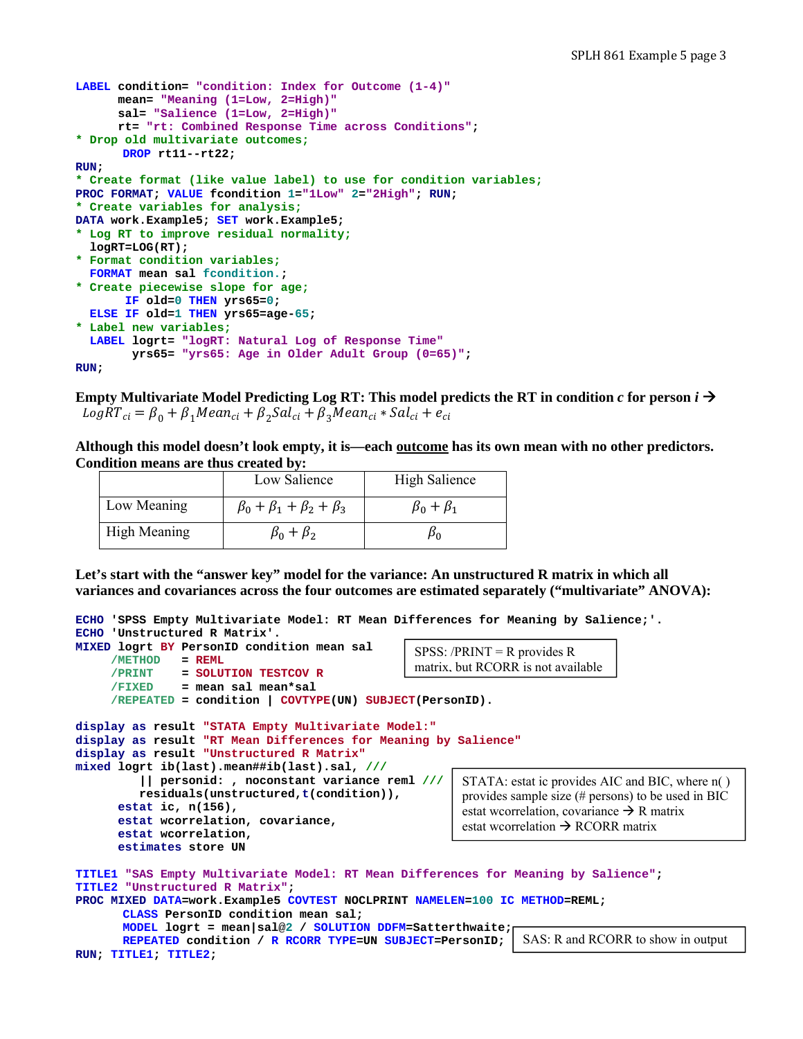```
LABEL condition= "condition: Index for Outcome (1-4)"
      mean= "Meaning (1=Low, 2=High)"
      sal= "Salience (1=Low, 2=High)"
      rt= "rt: Combined Response Time across Conditions";
* Drop old multivariate outcomes;
       DROP rt11--rt22;
RUN;
* Create format (like value label) to use for condition variables;
PROC FORMAT; VALUE fcondition 1="1Low" 2="2High"; RUN;
* Create variables for analysis;
DATA work.Example5; SET work.Example5;
* Log RT to improve residual normality;
  logRT=LOG(RT);
* Format condition variables;
  FORMAT mean sal fcondition.;
* Create piecewise slope for age;
       IF old=0 THEN yrs65=0;
  ELSE IF old=1 THEN yrs65=age-65;
* Label new variables;
  LABEL logrt= "logRT: Natural Log of Response Time"
        yrs65= "yrs65: Age in Older Adult Group (0=65)";
RUN;
```

**Empty Multivariate Model Predicting Log RT: This model predicts the RT in condition *c* for person *i* →**

$$LogRT_{ci} = \beta_0 + \beta_1 Mean_{ci} + \beta_2 Sal_{ci} + \beta_3 Mean_{ci} * Sal_{ci} + e_{ci}$$

**Although this model doesn't look empty, it is—each outcome has its own mean with no other predictors. Condition means are thus created by:**

| | Low Salience | High Salience |
|---|---|---|
| Low Meaning | $\beta_0 + \beta_1 + \beta_2 + \beta_3$ | $\beta_0 + \beta_1$ |
| High Meaning | $\beta_0 + \beta_2$ | $\beta_0$ |

**Let's start with the "answer key" model for the variance: An unstructured R matrix in which all variances and covariances across the four outcomes are estimated separately ("multivariate" ANOVA):**

```
ECHO 'SPSS Empty Multivariate Model: RT Mean Differences for Meaning by Salience;'.
ECHO 'Unstructured R Matrix'.
MIXED logrt BY PersonID condition mean sal
     /METHOD   = REML
     /PRINT    = SOLUTION TESTCOV R
     /FIXED    = mean sal mean*sal
     /REPEATED = condition | COVTYPE(UN) SUBJECT(PersonID).
```

SPSS: /PRINT = R provides R matrix, but RCORR is not available

```
display as result "STATA Empty Multivariate Model:"
display as result "RT Mean Differences for Meaning by Salience"
display as result "Unstructured R Matrix"
mixed logrt ib(last).mean##ib(last).sal, ///
         || personid: , noconstant variance reml ///
         residuals(unstructured,t(condition)),
      estat ic, n(156),
      estat wcorrelation, covariance,
      estat wcorrelation,
      estimates store UN
```

STATA: estat ic provides AIC and BIC, where n( ) provides sample size (# persons) to be used in BIC
estat wcorrelation, covariance → R matrix
estat wcorrelation → RCORR matrix

```
TITLE1 "SAS Empty Multivariate Model: RT Mean Differences for Meaning by Salience";
TITLE2 "Unstructured R Matrix";
PROC MIXED DATA=work.Example5 COVTEST NOCLPRINT NAMELEN=100 IC METHOD=REML;
      CLASS PersonID condition mean sal;
      MODEL logrt = mean|sal@2 / SOLUTION DDFM=Satterthwaite;
      REPEATED condition / R RCORR TYPE=UN SUBJECT=PersonID;
RUN; TITLE1; TITLE2;
```

SAS: R and RCORR to show in output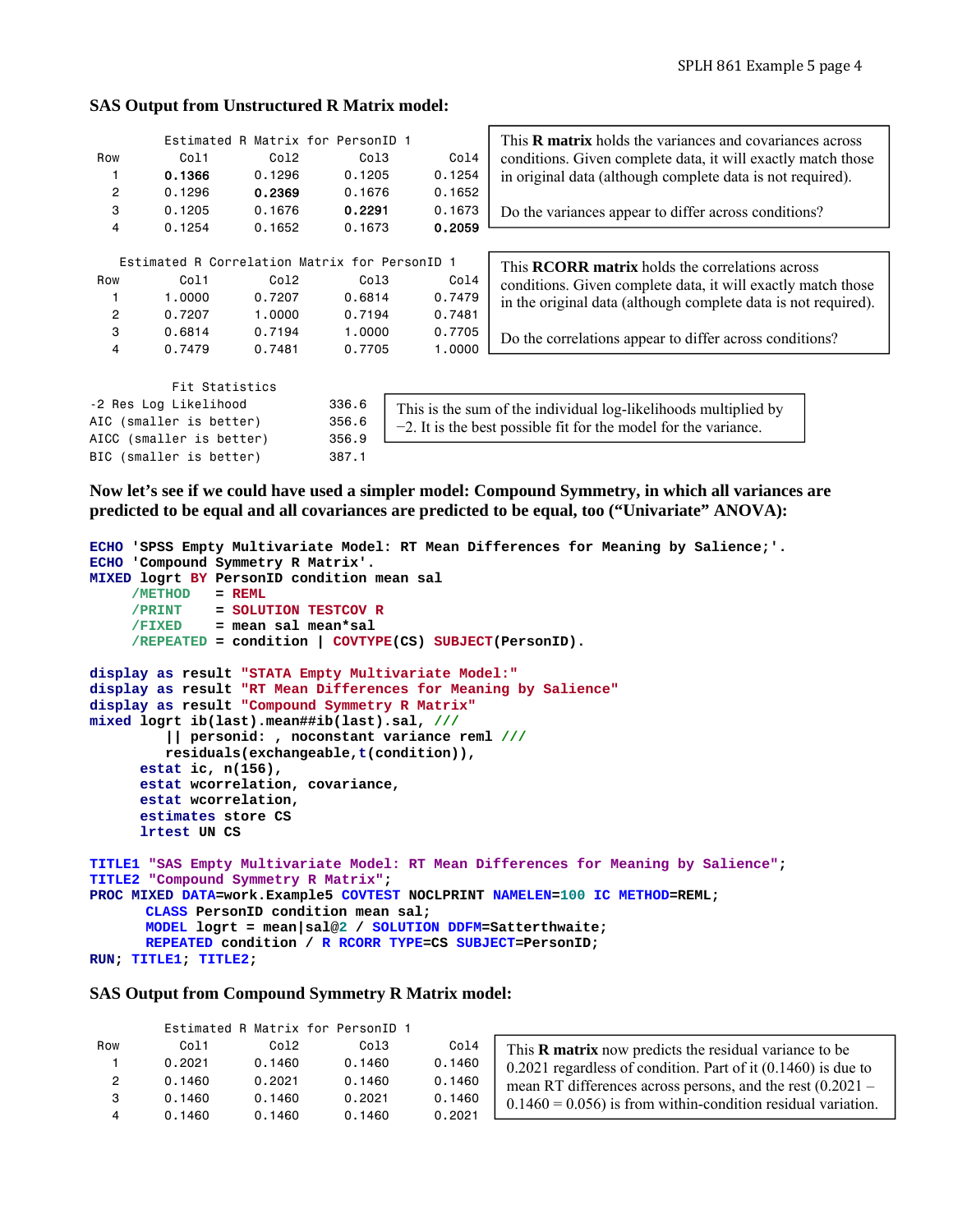**SAS Output from Unstructured R Matrix model:**

```
          Estimated R Matrix for PersonID 1
Row        Col1        Col2        Col3        Col4
  1      0.1366      0.1296      0.1205      0.1254
  2      0.1296      0.2369      0.1676      0.1652
  3      0.1205      0.1676      0.2291      0.1673
  4      0.1254      0.1652      0.1673      0.2059
```

This **R matrix** holds the variances and covariances across conditions. Given complete data, it will exactly match those in original data (although complete data is not required).

Do the variances appear to differ across conditions?

```
     Estimated R Correlation Matrix for PersonID 1
Row        Col1        Col2        Col3        Col4
  1      1.0000      0.7207      0.6814      0.7479
  2      0.7207      1.0000      0.7194      0.7481
  3      0.6814      0.7194      1.0000      0.7705
  4      0.7479      0.7481      0.7705      1.0000
```

This **RCORR matrix** holds the correlations across conditions. Given complete data, it will exactly match those in the original data (although complete data is not required).

Do the correlations appear to differ across conditions?

```
           Fit Statistics
-2 Res Log Likelihood          336.6
AIC (smaller is better)        356.6
AICC (smaller is better)       356.9
BIC (smaller is better)        387.1
```

This is the sum of the individual log-likelihoods multiplied by −2. It is the best possible fit for the model for the variance.

**Now let's see if we could have used a simpler model: Compound Symmetry, in which all variances are predicted to be equal and all covariances are predicted to be equal, too ("Univariate" ANOVA):**

```
ECHO 'SPSS Empty Multivariate Model: RT Mean Differences for Meaning by Salience;'.
ECHO 'Compound Symmetry R Matrix'.
MIXED logrt BY PersonID condition mean sal
     /METHOD   = REML
     /PRINT    = SOLUTION TESTCOV R
     /FIXED    = mean sal mean*sal
     /REPEATED = condition | COVTYPE(CS) SUBJECT(PersonID).

display as result "STATA Empty Multivariate Model:"
display as result "RT Mean Differences for Meaning by Salience"
display as result "Compound Symmetry R Matrix"
mixed logrt ib(last).mean##ib(last).sal, ///
         || personid: , noconstant variance reml ///
         residuals(exchangeable,t(condition)),
      estat ic, n(156),
      estat wcorrelation, covariance,
      estat wcorrelation,
      estimates store CS
      lrtest UN CS

TITLE1 "SAS Empty Multivariate Model: RT Mean Differences for Meaning by Salience";
TITLE2 "Compound Symmetry R Matrix";
PROC MIXED DATA=work.Example5 COVTEST NOCLPRINT NAMELEN=100 IC METHOD=REML;
      CLASS PersonID condition mean sal;
      MODEL logrt = mean|sal@2 / SOLUTION DDFM=Satterthwaite;
      REPEATED condition / R RCORR TYPE=CS SUBJECT=PersonID;
RUN; TITLE1; TITLE2;
```

**SAS Output from Compound Symmetry R Matrix model:**

```
          Estimated R Matrix for PersonID 1
Row        Col1        Col2        Col3        Col4
  1      0.2021      0.1460      0.1460      0.1460
  2      0.1460      0.2021      0.1460      0.1460
  3      0.1460      0.1460      0.2021      0.1460
  4      0.1460      0.1460      0.1460      0.2021
```

This **R matrix** now predicts the residual variance to be 0.2021 regardless of condition. Part of it (0.1460) is due to mean RT differences across persons, and the rest (0.2021 – 0.1460 = 0.056) is from within-condition residual variation.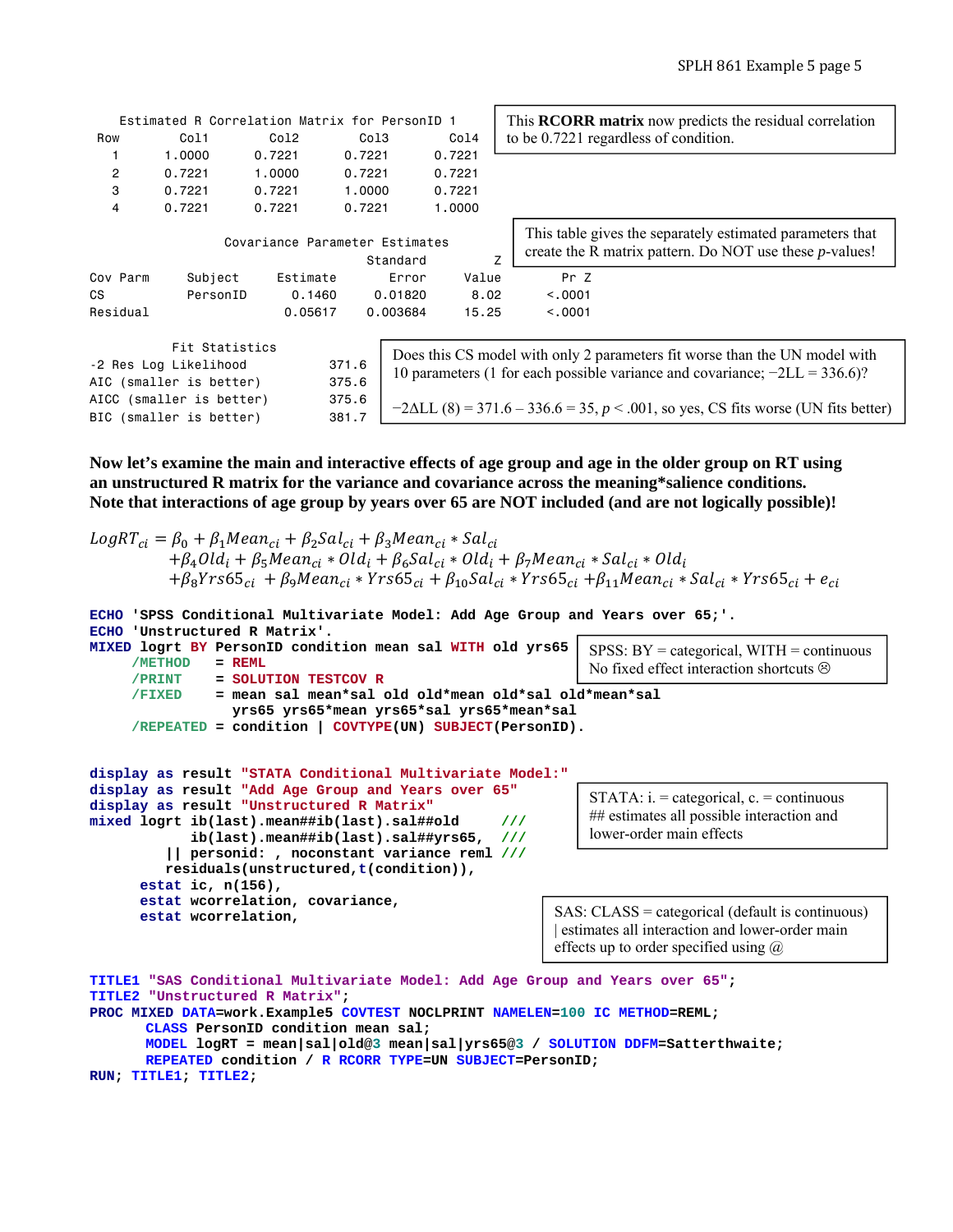```
 Estimated R Correlation Matrix for PersonID 1
Row      Col1      Col2      Col3      Col4
  1    1.0000    0.7221    0.7221    0.7221
  2    0.7221    1.0000    0.7221    0.7221
  3    0.7221    0.7221    1.0000    0.7221
  4    0.7221    0.7221    0.7221    1.0000
```

This **RCORR matrix** now predicts the residual correlation to be 0.7221 regardless of condition.

```
              Covariance Parameter Estimates
                                    Standard         Z
Cov Parm      Subject     Estimate     Error     Value      Pr Z
CS            PersonID      0.1460   0.01820      8.02    <.0001
Residual                   0.05617  0.003684     15.25    <.0001
```

This table gives the separately estimated parameters that create the R matrix pattern. Do NOT use these *p*-values!

```
          Fit Statistics
-2 Res Log Likelihood          371.6
AIC (smaller is better)        375.6
AICC (smaller is better)       375.6
BIC (smaller is better)        381.7
```

Does this CS model with only 2 parameters fit worse than the UN model with 10 parameters (1 for each possible variance and covariance; −2LL = 336.6)?

$-2\Delta LL$ (8) = 371.6 – 336.6 = 35, $p < .001$, so yes, CS fits worse (UN fits better)

**Now let's examine the main and interactive effects of age group and age in the older group on RT using an unstructured R matrix for the variance and covariance across the meaning*salience conditions. Note that interactions of age group by years over 65 are NOT included (and are not logically possible)!**

$$
\begin{aligned}
LogRT_{ci} &= \beta_0 + \beta_1 Mean_{ci} + \beta_2 Sal_{ci} + \beta_3 Mean_{ci} * Sal_{ci} \\
&\quad + \beta_4 Old_i + \beta_5 Mean_{ci} * Old_i + \beta_6 Sal_{ci} * Old_i + \beta_7 Mean_{ci} * Sal_{ci} * Old_i \\
&\quad + \beta_8 Yrs65_{ci} + \beta_9 Mean_{ci} * Yrs65_{ci} + \beta_{10} Sal_{ci} * Yrs65_{ci} + \beta_{11} Mean_{ci} * Sal_{ci} * Yrs65_{ci} + e_{ci}
\end{aligned}
$$

```
ECHO 'SPSS Conditional Multivariate Model: Add Age Group and Years over 65;'.
ECHO 'Unstructured R Matrix'.
MIXED logrt BY PersonID condition mean sal WITH old yrs65
     /METHOD   = REML
     /PRINT    = SOLUTION TESTCOV R
     /FIXED    = mean sal mean*sal old old*mean old*sal old*mean*sal
                 yrs65 yrs65*mean yrs65*sal yrs65*mean*sal
     /REPEATED = condition | COVTYPE(UN) SUBJECT(PersonID).
```

SPSS: BY = categorical, WITH = continuous
No fixed effect interaction shortcuts ☹

```
display as result "STATA Conditional Multivariate Model:"
display as result "Add Age Group and Years over 65"
display as result "Unstructured R Matrix"
mixed logrt ib(last).mean##ib(last).sal##old      ///
            ib(last).mean##ib(last).sal##yrs65,   ///
         || personid: , noconstant variance reml ///
         residuals(unstructured,t(condition)),
      estat ic, n(156),
      estat wcorrelation, covariance,
      estat wcorrelation,
```

STATA: i. = categorical, c. = continuous
## estimates all possible interaction and lower-order main effects

SAS: CLASS = categorical (default is continuous)
| estimates all interaction and lower-order main effects up to order specified using @

```
TITLE1 "SAS Conditional Multivariate Model: Add Age Group and Years over 65";
TITLE2 "Unstructured R Matrix";
PROC MIXED DATA=work.Example5 COVTEST NOCLPRINT NAMELEN=100 IC METHOD=REML;
      CLASS PersonID condition mean sal;
      MODEL logRT = mean|sal|old@3 mean|sal|yrs65@3 / SOLUTION DDFM=Satterthwaite;
      REPEATED condition / R RCORR TYPE=UN SUBJECT=PersonID;
RUN; TITLE1; TITLE2;
```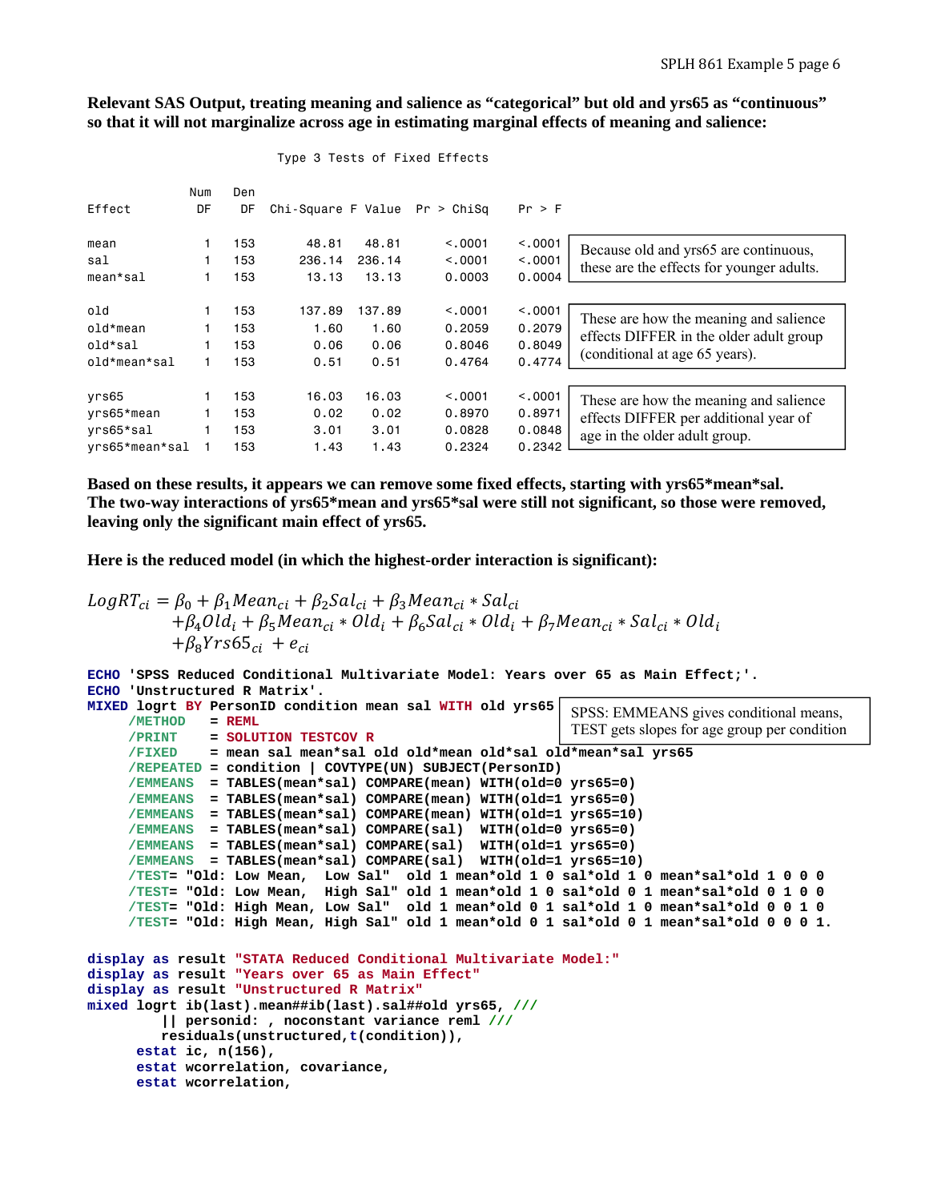**Relevant SAS Output, treating meaning and salience as "categorical" but old and yrs65 as "continuous" so that it will not marginalize across age in estimating marginal effects of meaning and salience:**

Type 3 Tests of Fixed Effects

| Effect | Num DF | Den DF | Chi-Square | F Value | Pr > ChiSq | Pr > F |
|---|---|---|---|---|---|---|
| mean | 1 | 153 | 48.81 | 48.81 | <.0001 | <.0001 |
| sal | 1 | 153 | 236.14 | 236.14 | <.0001 | <.0001 |
| mean*sal | 1 | 153 | 13.13 | 13.13 | 0.0003 | 0.0004 |
| old | 1 | 153 | 137.89 | 137.89 | <.0001 | <.0001 |
| old*mean | 1 | 153 | 1.60 | 1.60 | 0.2059 | 0.2079 |
| old*sal | 1 | 153 | 0.06 | 0.06 | 0.8046 | 0.8049 |
| old*mean*sal | 1 | 153 | 0.51 | 0.51 | 0.4764 | 0.4774 |
| yrs65 | 1 | 153 | 16.03 | 16.03 | <.0001 | <.0001 |
| yrs65*mean | 1 | 153 | 0.02 | 0.02 | 0.8970 | 0.8971 |
| yrs65*sal | 1 | 153 | 3.01 | 3.01 | 0.0828 | 0.0848 |
| yrs65*mean*sal | 1 | 153 | 1.43 | 1.43 | 0.2324 | 0.2342 |

Because old and yrs65 are continuous, these are the effects for younger adults.

These are how the meaning and salience effects DIFFER in the older adult group (conditional at age 65 years).

These are how the meaning and salience effects DIFFER per additional year of age in the older adult group.

**Based on these results, it appears we can remove some fixed effects, starting with yrs65*mean*sal. The two-way interactions of yrs65*mean and yrs65*sal were still not significant, so those were removed, leaving only the significant main effect of yrs65.**

**Here is the reduced model (in which the highest-order interaction is significant):**

$$
\begin{aligned}
LogRT_{ci} = {} & \beta_0 + \beta_1 Mean_{ci} + \beta_2 Sal_{ci} + \beta_3 Mean_{ci} * Sal_{ci} \\
& + \beta_4 Old_i + \beta_5 Mean_{ci} * Old_i + \beta_6 Sal_{ci} * Old_i + \beta_7 Mean_{ci} * Sal_{ci} * Old_i \\
& + \beta_8 Yrs65_{ci} + e_{ci}
\end{aligned}
$$

SPSS: EMMEANS gives conditional means, TEST gets slopes for age group per condition

```
ECHO 'SPSS Reduced Conditional Multivariate Model: Years over 65 as Main Effect;'.
ECHO 'Unstructured R Matrix'.
MIXED logrt BY PersonID condition mean sal WITH old yrs65
     /METHOD   = REML
     /PRINT    = SOLUTION TESTCOV R
     /FIXED    = mean sal mean*sal old old*mean old*sal old*mean*sal yrs65
     /REPEATED = condition | COVTYPE(UN) SUBJECT(PersonID)
     /EMMEANS  = TABLES(mean*sal) COMPARE(mean) WITH(old=0 yrs65=0)
     /EMMEANS  = TABLES(mean*sal) COMPARE(mean) WITH(old=1 yrs65=0)
     /EMMEANS  = TABLES(mean*sal) COMPARE(mean) WITH(old=1 yrs65=10)
     /EMMEANS  = TABLES(mean*sal) COMPARE(sal)  WITH(old=0 yrs65=0)
     /EMMEANS  = TABLES(mean*sal) COMPARE(sal)  WITH(old=1 yrs65=0)
     /EMMEANS  = TABLES(mean*sal) COMPARE(sal)  WITH(old=1 yrs65=10)
     /TEST= "Old: Low Mean,  Low Sal"  old 1 mean*old 1 0 sal*old 1 0 mean*sal*old 1 0 0 0
     /TEST= "Old: Low Mean,  High Sal" old 1 mean*old 1 0 sal*old 0 1 mean*sal*old 0 1 0 0
     /TEST= "Old: High Mean, Low Sal"  old 1 mean*old 0 1 sal*old 1 0 mean*sal*old 0 0 1 0
     /TEST= "Old: High Mean, High Sal" old 1 mean*old 0 1 sal*old 0 1 mean*sal*old 0 0 0 1.

display as result "STATA Reduced Conditional Multivariate Model:"
display as result "Years over 65 as Main Effect"
display as result "Unstructured R Matrix"
mixed logrt ib(last).mean##ib(last).sal##old yrs65, ///
         || personid: , noconstant variance reml ///
         residuals(unstructured,t(condition)),
      estat ic, n(156),
      estat wcorrelation, covariance,
      estat wcorrelation,
```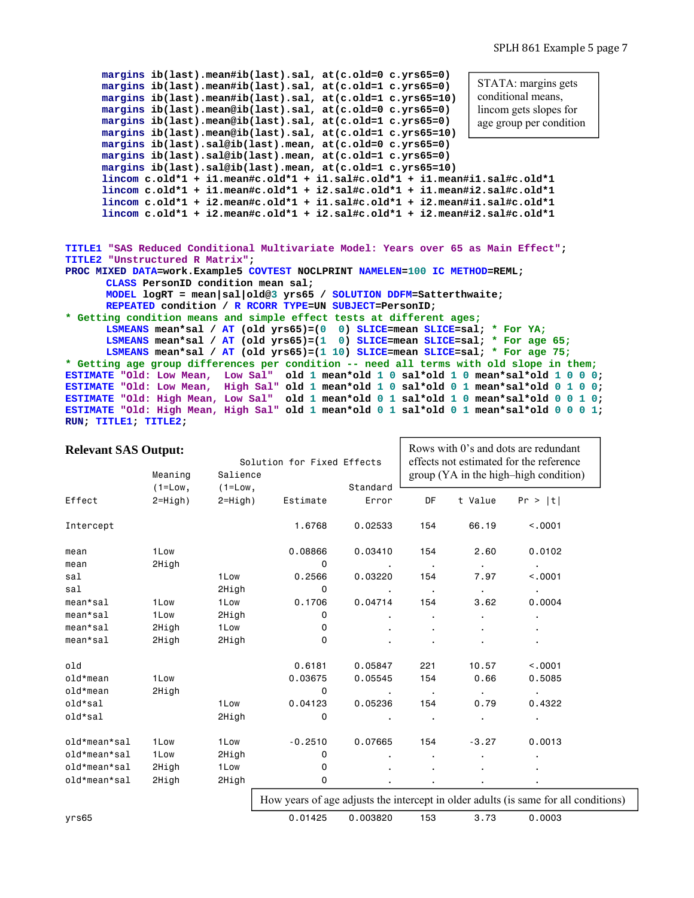```
margins ib(last).mean#ib(last).sal, at(c.old=0 c.yrs65=0)
margins ib(last).mean#ib(last).sal, at(c.old=1 c.yrs65=0)
margins ib(last).mean#ib(last).sal, at(c.old=1 c.yrs65=10)
margins ib(last).mean@ib(last).sal, at(c.old=0 c.yrs65=0)
margins ib(last).mean@ib(last).sal, at(c.old=1 c.yrs65=0)
margins ib(last).mean@ib(last).sal, at(c.old=1 c.yrs65=10)
margins ib(last).sal@ib(last).mean, at(c.old=0 c.yrs65=0)
margins ib(last).sal@ib(last).mean, at(c.old=1 c.yrs65=0)
margins ib(last).sal@ib(last).mean, at(c.old=1 c.yrs65=10)
lincom c.old*1 + i1.mean#c.old*1 + i1.sal#c.old*1 + i1.mean#i1.sal#c.old*1
lincom c.old*1 + i1.mean#c.old*1 + i2.sal#c.old*1 + i1.mean#i2.sal#c.old*1
lincom c.old*1 + i2.mean#c.old*1 + i1.sal#c.old*1 + i2.mean#i1.sal#c.old*1
lincom c.old*1 + i2.mean#c.old*1 + i2.sal#c.old*1 + i2.mean#i2.sal#c.old*1
```

STATA: margins gets conditional means, lincom gets slopes for age group per condition

```
TITLE1 "SAS Reduced Conditional Multivariate Model: Years over 65 as Main Effect";
TITLE2 "Unstructured R Matrix";
PROC MIXED DATA=work.Example5 COVTEST NOCLPRINT NAMELEN=100 IC METHOD=REML;
      CLASS PersonID condition mean sal;
      MODEL logRT = mean|sal|old@3 yrs65 / SOLUTION DDFM=Satterthwaite;
      REPEATED condition / R RCORR TYPE=UN SUBJECT=PersonID;
* Getting condition means and simple effect tests at different ages;
      LSMEANS mean*sal / AT (old yrs65)=(0  0) SLICE=mean SLICE=sal; * For YA;
      LSMEANS mean*sal / AT (old yrs65)=(1  0) SLICE=mean SLICE=sal; * For age 65;
      LSMEANS mean*sal / AT (old yrs65)=(1 10) SLICE=mean SLICE=sal; * For age 75;
* Getting age group differences per condition -- need all terms with old slope in them;
ESTIMATE "Old: Low Mean,  Low Sal"  old 1 mean*old 1 0 sal*old 1 0 mean*sal*old 1 0 0 0;
ESTIMATE "Old: Low Mean,  High Sal" old 1 mean*old 1 0 sal*old 0 1 mean*sal*old 0 1 0 0;
ESTIMATE "Old: High Mean, Low Sal"  old 1 mean*old 0 1 sal*old 1 0 mean*sal*old 0 0 1 0;
ESTIMATE "Old: High Mean, High Sal" old 1 mean*old 0 1 sal*old 0 1 mean*sal*old 0 0 0 1;
RUN; TITLE1; TITLE2;
```

**Relevant SAS Output:**

Rows with 0's and dots are redundant effects not estimated for the reference group (YA in the high–high condition)

Solution for Fixed Effects

| Effect | Meaning (1=Low, 2=High) | Salience (1=Low, 2=High) | Estimate | Standard Error | DF | t Value | Pr > \|t\| |
|---|---|---|---|---|---|---|---|
| Intercept | | | 1.6768 | 0.02533 | 154 | 66.19 | <.0001 |
| mean | 1Low | | 0.08866 | 0.03410 | 154 | 2.60 | 0.0102 |
| mean | 2High | | 0 | . | . | . | . |
| sal | | 1Low | 0.2566 | 0.03220 | 154 | 7.97 | <.0001 |
| sal | | 2High | 0 | . | . | . | . |
| mean*sal | 1Low | 1Low | 0.1706 | 0.04714 | 154 | 3.62 | 0.0004 |
| mean*sal | 1Low | 2High | 0 | . | . | . | . |
| mean*sal | 2High | 1Low | 0 | . | . | . | . |
| mean*sal | 2High | 2High | 0 | . | . | . | . |
| old | | | 0.6181 | 0.05847 | 221 | 10.57 | <.0001 |
| old*mean | 1Low | | 0.03675 | 0.05545 | 154 | 0.66 | 0.5085 |
| old*mean | 2High | | 0 | . | . | . | . |
| old*sal | | 1Low | 0.04123 | 0.05236 | 154 | 0.79 | 0.4322 |
| old*sal | | 2High | 0 | . | . | . | . |
| old*mean*sal | 1Low | 1Low | -0.2510 | 0.07665 | 154 | -3.27 | 0.0013 |
| old*mean*sal | 1Low | 2High | 0 | . | . | . | . |
| old*mean*sal | 2High | 1Low | 0 | . | . | . | . |
| old*mean*sal | 2High | 2High | 0 | . | . | . | . |
| yrs65 | | | 0.01425 | 0.003820 | 153 | 3.73 | 0.0003 |

How years of age adjusts the intercept in older adults (is same for all conditions)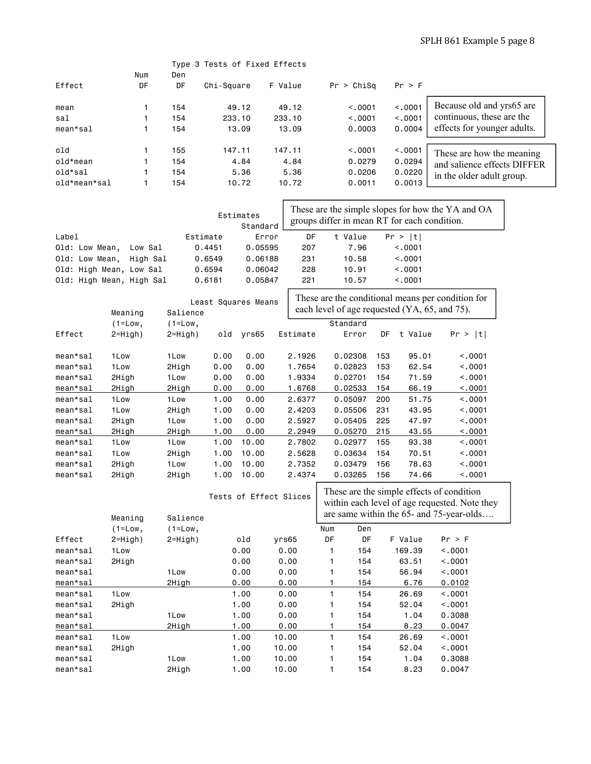Type 3 Tests of Fixed Effects

| Effect | Num DF | Den DF | Chi-Square | F Value | Pr > ChiSq | Pr > F |
|---|---|---|---|---|---|---|
| mean | 1 | 154 | 49.12 | 49.12 | <.0001 | <.0001 |
| sal | 1 | 154 | 233.10 | 233.10 | <.0001 | <.0001 |
| mean*sal | 1 | 154 | 13.09 | 13.09 | 0.0003 | 0.0004 |
| old | 1 | 155 | 147.11 | 147.11 | <.0001 | <.0001 |
| old*mean | 1 | 154 | 4.84 | 4.84 | 0.0279 | 0.0294 |
| old*sal | 1 | 154 | 5.36 | 5.36 | 0.0206 | 0.0220 |
| old*mean*sal | 1 | 154 | 10.72 | 10.72 | 0.0011 | 0.0013 |

Because old and yrs65 are continuous, these are the effects for younger adults.

These are how the meaning and salience effects DIFFER in the older adult group.

Estimates

These are the simple slopes for how the YA and OA groups differ in mean RT for each condition.

| Label | Estimate | Standard Error | DF | t Value | Pr > \|t\| |
|---|---|---|---|---|---|
| Old: Low Mean, Low Sal | 0.4451 | 0.05595 | 207 | 7.96 | <.0001 |
| Old: Low Mean, High Sal | 0.6549 | 0.06188 | 231 | 10.58 | <.0001 |
| Old: High Mean, Low Sal | 0.6594 | 0.06042 | 228 | 10.91 | <.0001 |
| Old: High Mean, High Sal | 0.6181 | 0.05847 | 221 | 10.57 | <.0001 |

Least Squares Means

These are the conditional means per condition for each level of age requested (YA, 65, and 75).

| Effect | Meaning (1=Low, 2=High) | Salience (1=Low, 2=High) | old | yrs65 | Estimate | Standard Error | DF | t Value | Pr > \|t\| |
|---|---|---|---|---|---|---|---|---|---|
| mean*sal | 1Low | 1Low | 0.00 | 0.00 | 2.1926 | 0.02308 | 153 | 95.01 | <.0001 |
| mean*sal | 1Low | 2High | 0.00 | 0.00 | 1.7654 | 0.02823 | 153 | 62.54 | <.0001 |
| mean*sal | 2High | 1Low | 0.00 | 0.00 | 1.9334 | 0.02701 | 154 | 71.59 | <.0001 |
| mean*sal | 2High | 2High | 0.00 | 0.00 | 1.6768 | 0.02533 | 154 | 66.19 | <.0001 |
| mean*sal | 1Low | 1Low | 1.00 | 0.00 | 2.6377 | 0.05097 | 200 | 51.75 | <.0001 |
| mean*sal | 1Low | 2High | 1.00 | 0.00 | 2.4203 | 0.05506 | 231 | 43.95 | <.0001 |
| mean*sal | 2High | 1Low | 1.00 | 0.00 | 2.5927 | 0.05405 | 225 | 47.97 | <.0001 |
| mean*sal | 2High | 2High | 1.00 | 0.00 | 2.2949 | 0.05270 | 215 | 43.55 | <.0001 |
| mean*sal | 1Low | 1Low | 1.00 | 10.00 | 2.7802 | 0.02977 | 155 | 93.38 | <.0001 |
| mean*sal | 1Low | 2High | 1.00 | 10.00 | 2.5628 | 0.03634 | 154 | 70.51 | <.0001 |
| mean*sal | 2High | 1Low | 1.00 | 10.00 | 2.7352 | 0.03479 | 156 | 78.63 | <.0001 |
| mean*sal | 2High | 2High | 1.00 | 10.00 | 2.4374 | 0.03265 | 156 | 74.66 | <.0001 |

Tests of Effect Slices

These are the simple effects of condition within each level of age requested. Note they are same within the 65- and 75-year-olds….

| Effect | Meaning (1=Low, 2=High) | Salience (1=Low, 2=High) | old | yrs65 | Num DF | Den DF | F Value | Pr > F |
|---|---|---|---|---|---|---|---|---|
| mean*sal | 1Low | | 0.00 | 0.00 | 1 | 154 | 169.39 | <.0001 |
| mean*sal | 2High | | 0.00 | 0.00 | 1 | 154 | 63.51 | <.0001 |
| mean*sal | | 1Low | 0.00 | 0.00 | 1 | 154 | 56.94 | <.0001 |
| mean*sal | | 2High | 0.00 | 0.00 | 1 | 154 | 6.76 | 0.0102 |
| mean*sal | 1Low | | 1.00 | 0.00 | 1 | 154 | 26.69 | <.0001 |
| mean*sal | 2High | | 1.00 | 0.00 | 1 | 154 | 52.04 | <.0001 |
| mean*sal | | 1Low | 1.00 | 0.00 | 1 | 154 | 1.04 | 0.3088 |
| mean*sal | | 2High | 1.00 | 0.00 | 1 | 154 | 8.23 | 0.0047 |
| mean*sal | 1Low | | 1.00 | 10.00 | 1 | 154 | 26.69 | <.0001 |
| mean*sal | 2High | | 1.00 | 10.00 | 1 | 154 | 52.04 | <.0001 |
| mean*sal | | 1Low | 1.00 | 10.00 | 1 | 154 | 1.04 | 0.3088 |
| mean*sal | | 2High | 1.00 | 10.00 | 1 | 154 | 8.23 | 0.0047 |